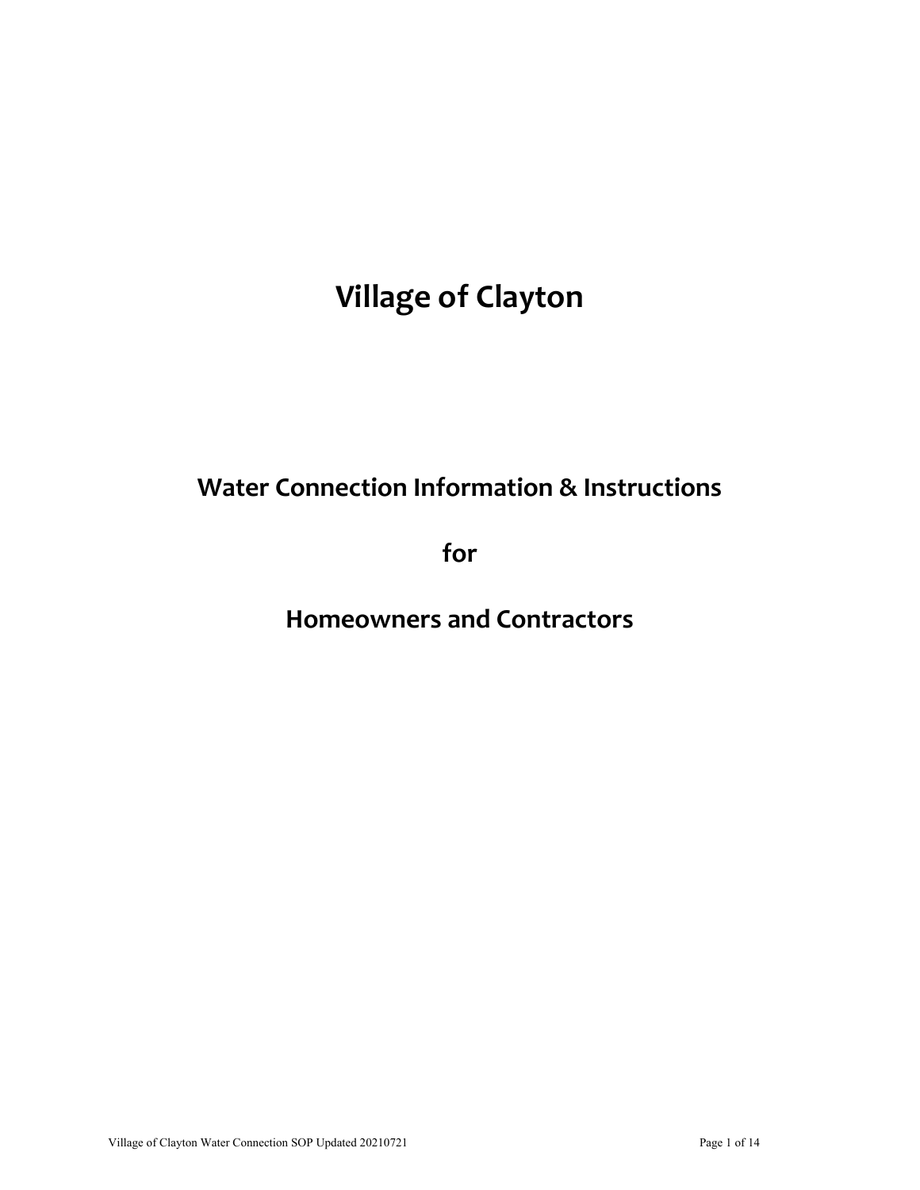# Village of Clayton

## Water Connection Information & Instructions

## for

## Homeowners and Contractors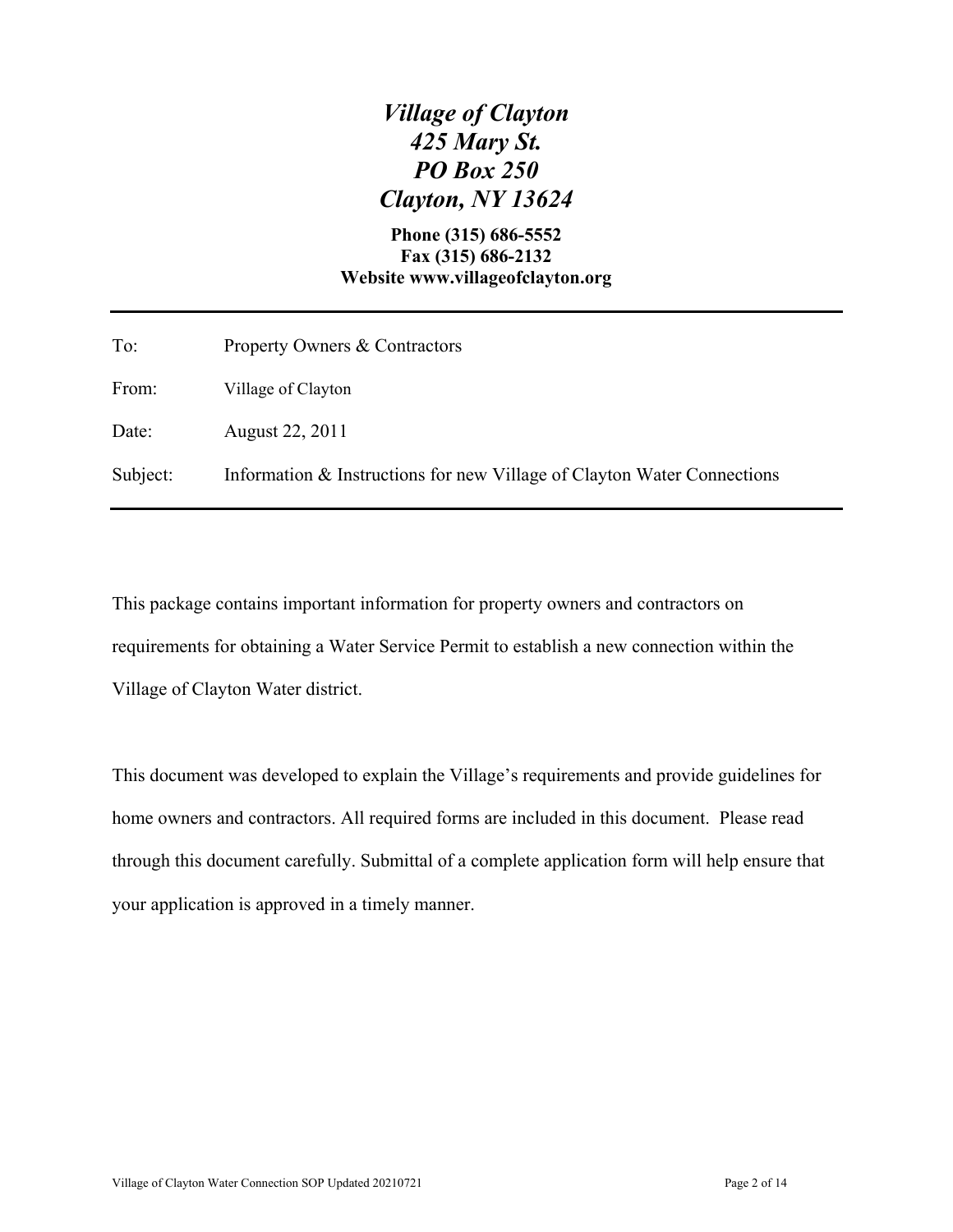***Village of Clayton***
***425 Mary St.***
***PO Box 250***
***Clayton, NY 13624***

**Phone (315) 686-5552**
**Fax (315) 686-2132**
**Website www.villageofclayton.org**

---

| | |
|---|---|
| To: | Property Owners & Contractors |
| From: | Village of Clayton |
| Date: | August 22, 2011 |
| Subject: | Information & Instructions for new Village of Clayton Water Connections |

---

This package contains important information for property owners and contractors on requirements for obtaining a Water Service Permit to establish a new connection within the Village of Clayton Water district.

This document was developed to explain the Village's requirements and provide guidelines for home owners and contractors. All required forms are included in this document. Please read through this document carefully. Submittal of a complete application form will help ensure that your application is approved in a timely manner.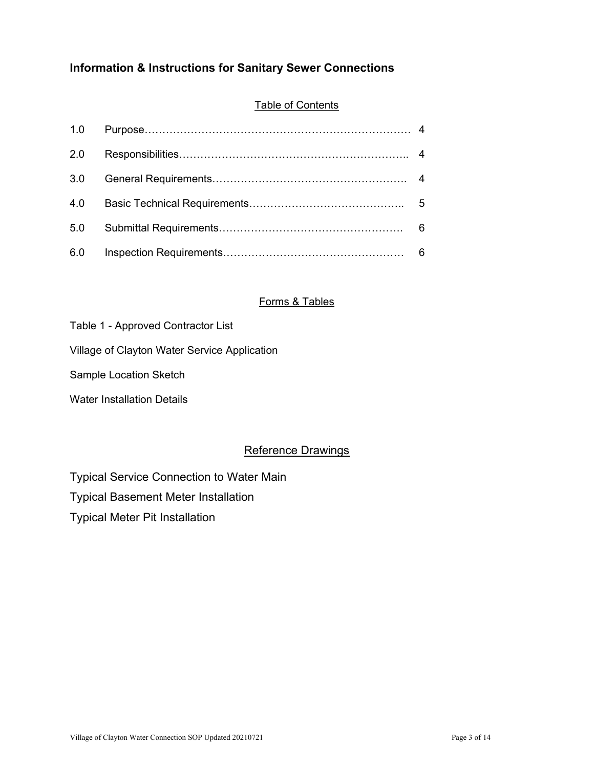## Information & Instructions for Sanitary Sewer Connections

### Table of Contents

| | | |
|---|---|---|
| 1.0 | Purpose | 4 |
| 2.0 | Responsibilities | 4 |
| 3.0 | General Requirements | 4 |
| 4.0 | Basic Technical Requirements | 5 |
| 5.0 | Submittal Requirements | 6 |
| 6.0 | Inspection Requirements | 6 |

### Forms & Tables

Table 1 - Approved Contractor List

Village of Clayton Water Service Application

Sample Location Sketch

Water Installation Details

### Reference Drawings

Typical Service Connection to Water Main

Typical Basement Meter Installation

Typical Meter Pit Installation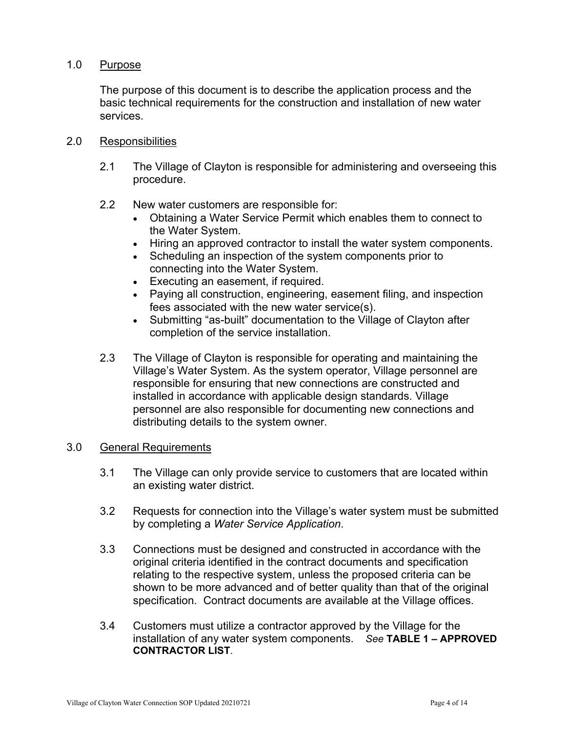## 1.0 <u>Purpose</u>

The purpose of this document is to describe the application process and the basic technical requirements for the construction and installation of new water services.

## 2.0 <u>Responsibilities</u>

2.1 The Village of Clayton is responsible for administering and overseeing this procedure.

2.2 New water customers are responsible for:

- Obtaining a Water Service Permit which enables them to connect to the Water System.
- Hiring an approved contractor to install the water system components.
- Scheduling an inspection of the system components prior to connecting into the Water System.
- Executing an easement, if required.
- Paying all construction, engineering, easement filing, and inspection fees associated with the new water service(s).
- Submitting "as-built" documentation to the Village of Clayton after completion of the service installation.

2.3 The Village of Clayton is responsible for operating and maintaining the Village's Water System. As the system operator, Village personnel are responsible for ensuring that new connections are constructed and installed in accordance with applicable design standards. Village personnel are also responsible for documenting new connections and distributing details to the system owner.

## 3.0 <u>General Requirements</u>

3.1 The Village can only provide service to customers that are located within an existing water district.

3.2 Requests for connection into the Village's water system must be submitted by completing a *Water Service Application*.

3.3 Connections must be designed and constructed in accordance with the original criteria identified in the contract documents and specification relating to the respective system, unless the proposed criteria can be shown to be more advanced and of better quality than that of the original specification. Contract documents are available at the Village offices.

3.4 Customers must utilize a contractor approved by the Village for the installation of any water system components. *See* **TABLE 1 – APPROVED CONTRACTOR LIST**.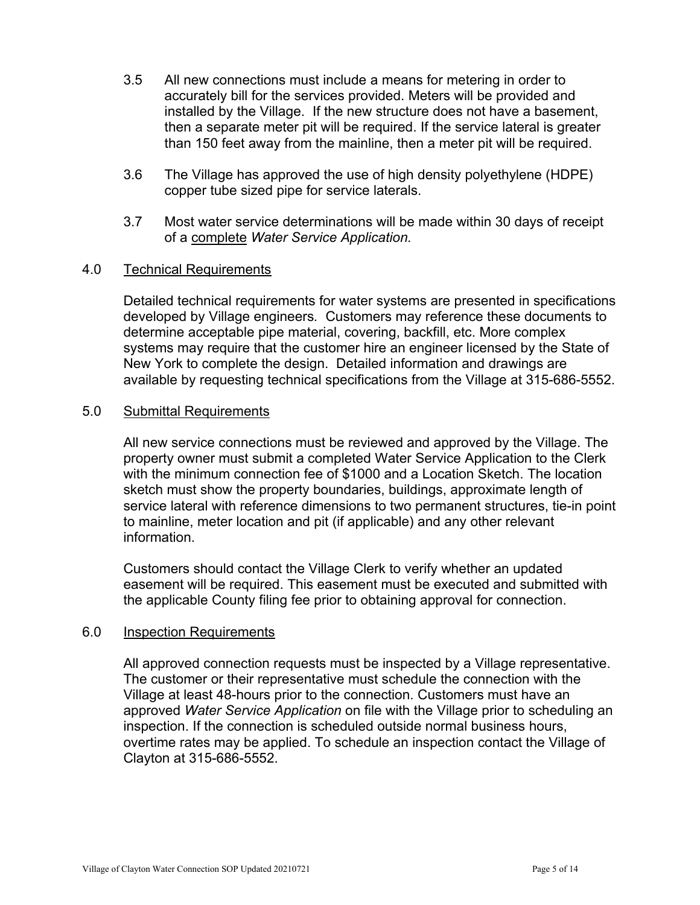3.5 All new connections must include a means for metering in order to accurately bill for the services provided. Meters will be provided and installed by the Village. If the new structure does not have a basement, then a separate meter pit will be required. If the service lateral is greater than 150 feet away from the mainline, then a meter pit will be required.

3.6 The Village has approved the use of high density polyethylene (HDPE) copper tube sized pipe for service laterals.

3.7 Most water service determinations will be made within 30 days of receipt of a <u>complete</u> *Water Service Application.*

## 4.0 <u>Technical Requirements</u>

Detailed technical requirements for water systems are presented in specifications developed by Village engineers. Customers may reference these documents to determine acceptable pipe material, covering, backfill, etc. More complex systems may require that the customer hire an engineer licensed by the State of New York to complete the design. Detailed information and drawings are available by requesting technical specifications from the Village at 315-686-5552.

## 5.0 <u>Submittal Requirements</u>

All new service connections must be reviewed and approved by the Village. The property owner must submit a completed Water Service Application to the Clerk with the minimum connection fee of $1000 and a Location Sketch. The location sketch must show the property boundaries, buildings, approximate length of service lateral with reference dimensions to two permanent structures, tie-in point to mainline, meter location and pit (if applicable) and any other relevant information.

Customers should contact the Village Clerk to verify whether an updated easement will be required. This easement must be executed and submitted with the applicable County filing fee prior to obtaining approval for connection.

## 6.0 <u>Inspection Requirements</u>

All approved connection requests must be inspected by a Village representative. The customer or their representative must schedule the connection with the Village at least 48-hours prior to the connection. Customers must have an approved *Water Service Application* on file with the Village prior to scheduling an inspection. If the connection is scheduled outside normal business hours, overtime rates may be applied. To schedule an inspection contact the Village of Clayton at 315-686-5552.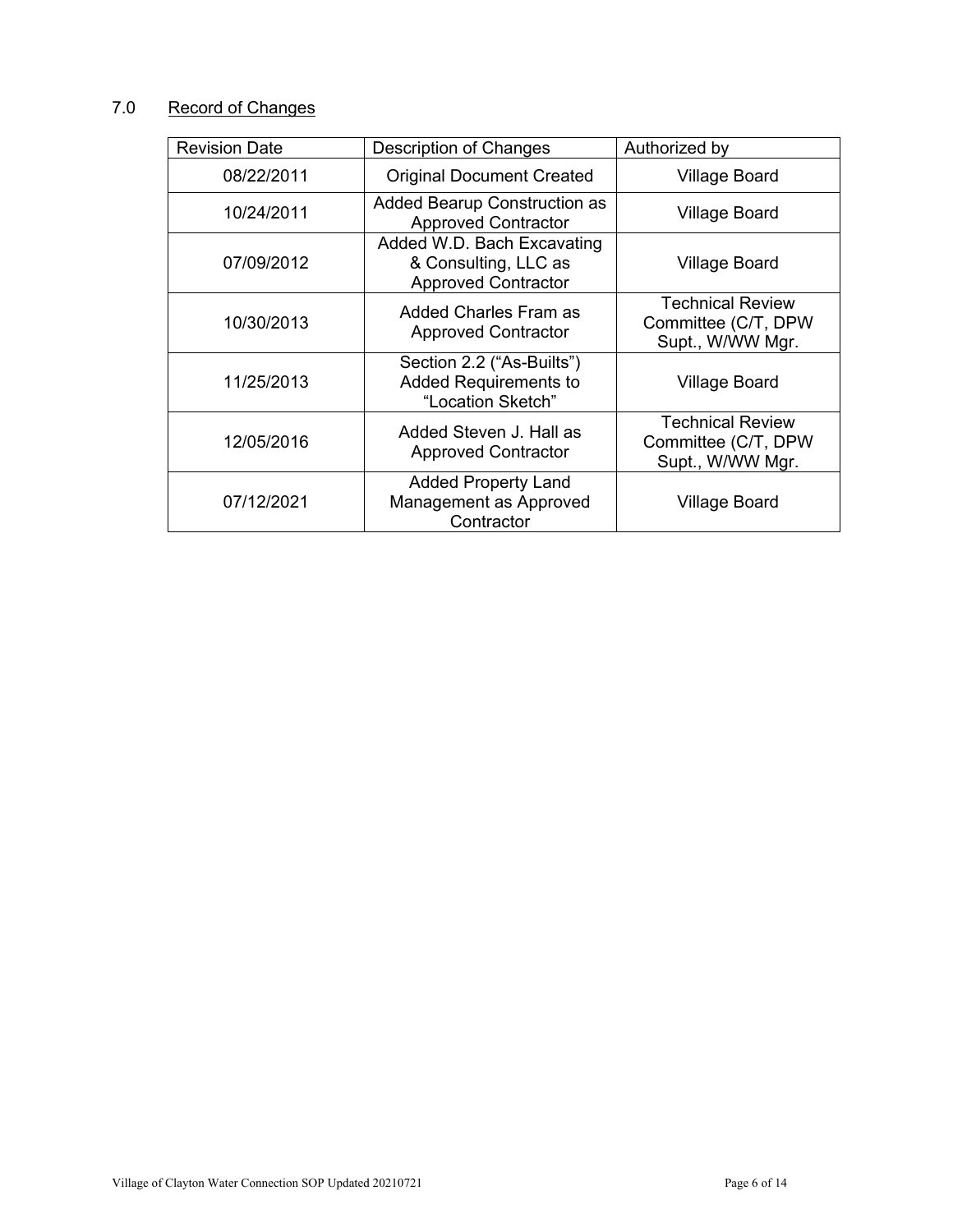## 7.0 Record of Changes

| Revision Date | Description of Changes | Authorized by |
|---|---|---|
| 08/22/2011 | Original Document Created | Village Board |
| 10/24/2011 | Added Bearup Construction as Approved Contractor | Village Board |
| 07/09/2012 | Added W.D. Bach Excavating & Consulting, LLC as Approved Contractor | Village Board |
| 10/30/2013 | Added Charles Fram as Approved Contractor | Technical Review Committee (C/T, DPW Supt., W/WW Mgr. |
| 11/25/2013 | Section 2.2 ("As-Builts") Added Requirements to "Location Sketch" | Village Board |
| 12/05/2016 | Added Steven J. Hall as Approved Contractor | Technical Review Committee (C/T, DPW Supt., W/WW Mgr. |
| 07/12/2021 | Added Property Land Management as Approved Contractor | Village Board |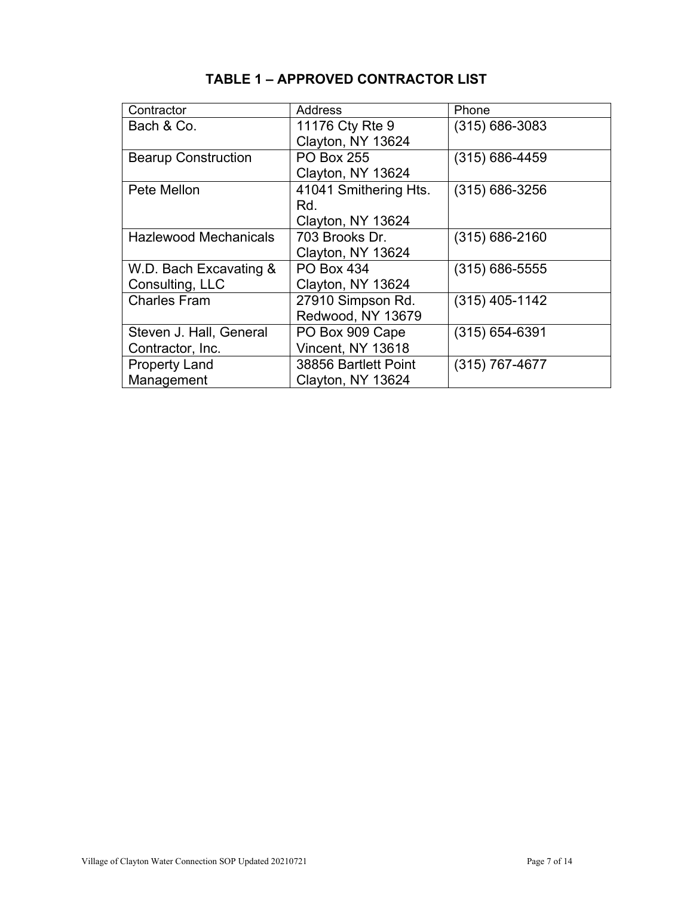# TABLE 1 – APPROVED CONTRACTOR LIST

| Contractor | Address | Phone |
|---|---|---|
| Bach & Co. | 11176 Cty Rte 9 Clayton, NY 13624 | (315) 686-3083 |
| Bearup Construction | PO Box 255 Clayton, NY 13624 | (315) 686-4459 |
| Pete Mellon | 41041 Smithering Hts. Rd. Clayton, NY 13624 | (315) 686-3256 |
| Hazlewood Mechanicals | 703 Brooks Dr. Clayton, NY 13624 | (315) 686-2160 |
| W.D. Bach Excavating & Consulting, LLC | PO Box 434 Clayton, NY 13624 | (315) 686-5555 |
| Charles Fram | 27910 Simpson Rd. Redwood, NY 13679 | (315) 405-1142 |
| Steven J. Hall, General Contractor, Inc. | PO Box 909 Cape Vincent, NY 13618 | (315) 654-6391 |
| Property Land Management | 38856 Bartlett Point Clayton, NY 13624 | (315) 767-4677 |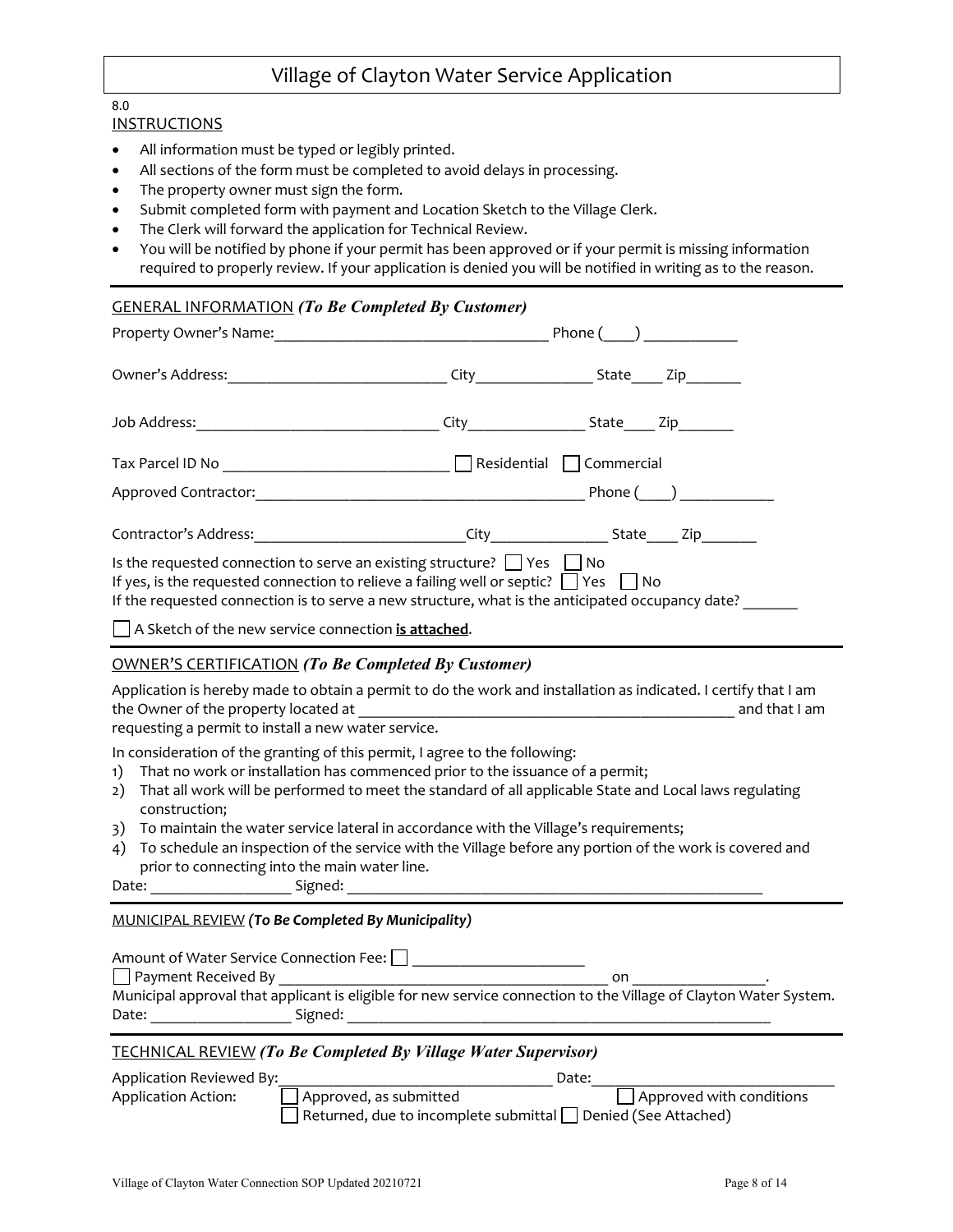# Village of Clayton Water Service Application

8.0

## INSTRUCTIONS

- All information must be typed or legibly printed.
- All sections of the form must be completed to avoid delays in processing.
- The property owner must sign the form.
- Submit completed form with payment and Location Sketch to the Village Clerk.
- The Clerk will forward the application for Technical Review.
- You will be notified by phone if your permit has been approved or if your permit is missing information required to properly review. If your application is denied you will be notified in writing as to the reason.

---

## GENERAL INFORMATION *(To Be Completed By Customer)*

Property Owner's Name:___________________________________ Phone (____) ____________

Owner's Address:____________________________ City_______________ State____ Zip_______

Job Address:______________________________ City_______________ State____ Zip_______

Tax Parcel ID No ____________________________ ☐ Residential ☐ Commercial

Approved Contractor:_________________________________________ Phone (____) ____________

Contractor's Address:__________________________City_______________ State____ Zip_______

Is the requested connection to serve an existing structure? ☐ Yes ☐ No
If yes, is the requested connection to relieve a failing well or septic? ☐ Yes ☐ No
If the requested connection is to serve a new structure, what is the anticipated occupancy date? _______

☐ A Sketch of the new service connection **is attached**.

---

## OWNER'S CERTIFICATION *(To Be Completed By Customer)*

Application is hereby made to obtain a permit to do the work and installation as indicated. I certify that I am the Owner of the property located at _______________________________________________ and that I am requesting a permit to install a new water service.

In consideration of the granting of this permit, I agree to the following:

1) That no work or installation has commenced prior to the issuance of a permit;
2) That all work will be performed to meet the standard of all applicable State and Local laws regulating construction;
3) To maintain the water service lateral in accordance with the Village's requirements;
4) To schedule an inspection of the service with the Village before any portion of the work is covered and prior to connecting into the main water line.

Date: __________________ Signed: ______________________________________________________

---

## MUNICIPAL REVIEW *(To Be Completed By Municipality)*

Amount of Water Service Connection Fee: ☐ ______________________

☐ Payment Received By ___________________________________________ on _________________.

Municipal approval that applicant is eligible for new service connection to the Village of Clayton Water System.

Date: __________________ Signed: _______________________________________________________

---

## TECHNICAL REVIEW *(To Be Completed By Village Water Supervisor)*

Application Reviewed By:__________________________________ Date:______________________________

Application Action: ☐ Approved, as submitted ☐ Approved with conditions
☐ Returned, due to incomplete submittal ☐ Denied (See Attached)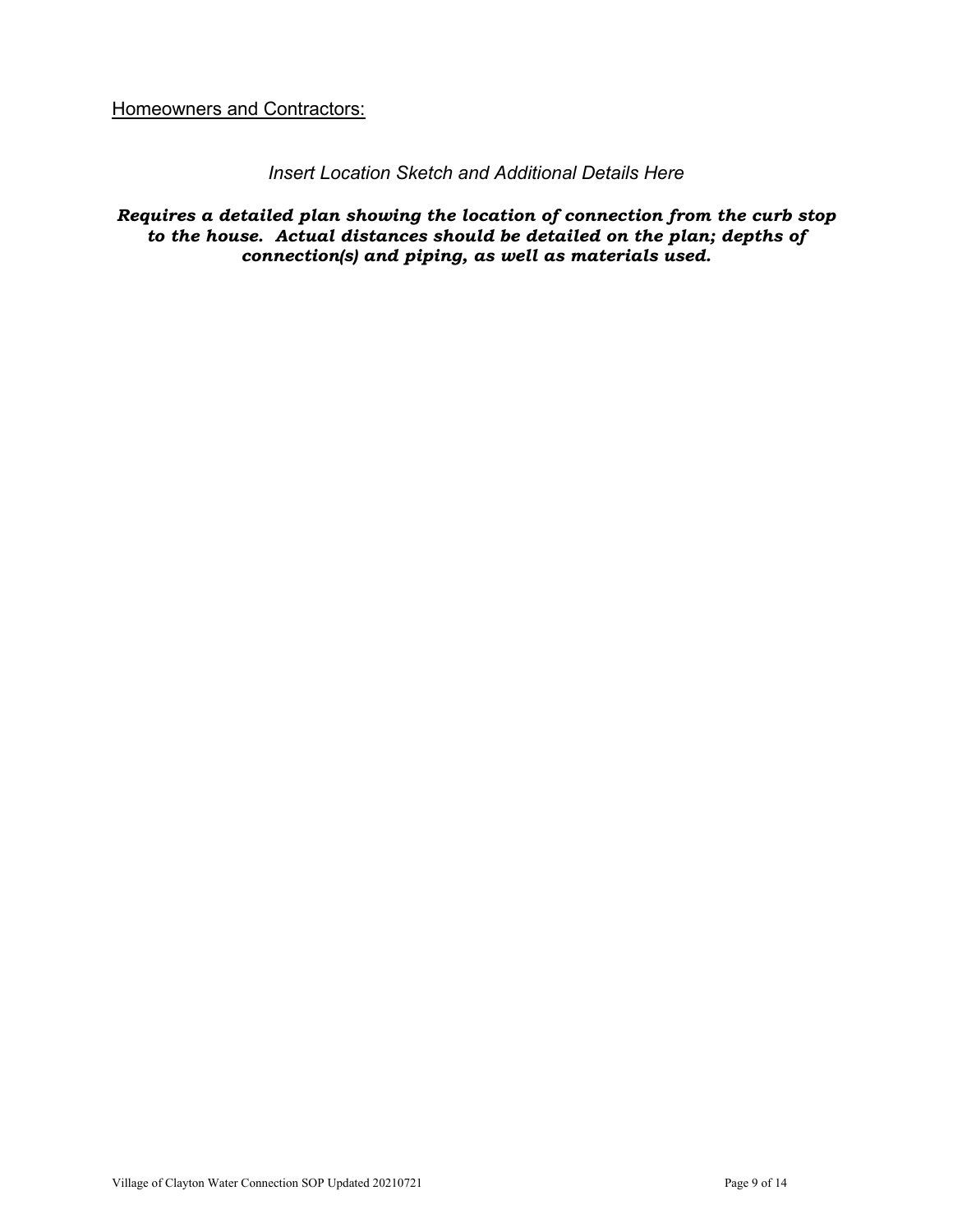Homeowners and Contractors:

*Insert Location Sketch and Additional Details Here*

***Requires a detailed plan showing the location of connection from the curb stop to the house. Actual distances should be detailed on the plan; depths of connection(s) and piping, as well as materials used.***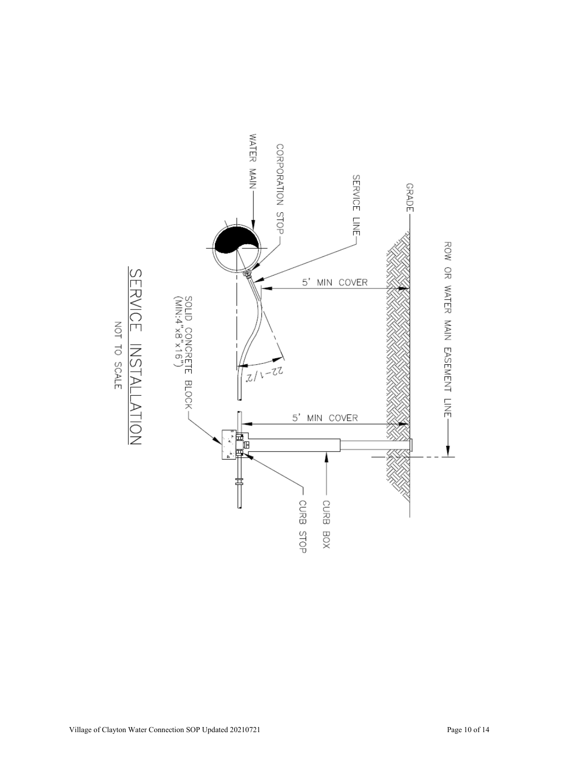ROW OR WATER MAIN EASEMENT LINE

GRADE

SERVICE LINE

CORPORATION STOP

WATER MAIN

5' MIN COVER

22-1/2°

5' MIN COVER

SOLID CONCRETE BLOCK (MIN:4"x8"x16")

CURB BOX

CURB STOP

## SERVICE INSTALLATION

NOT TO SCALE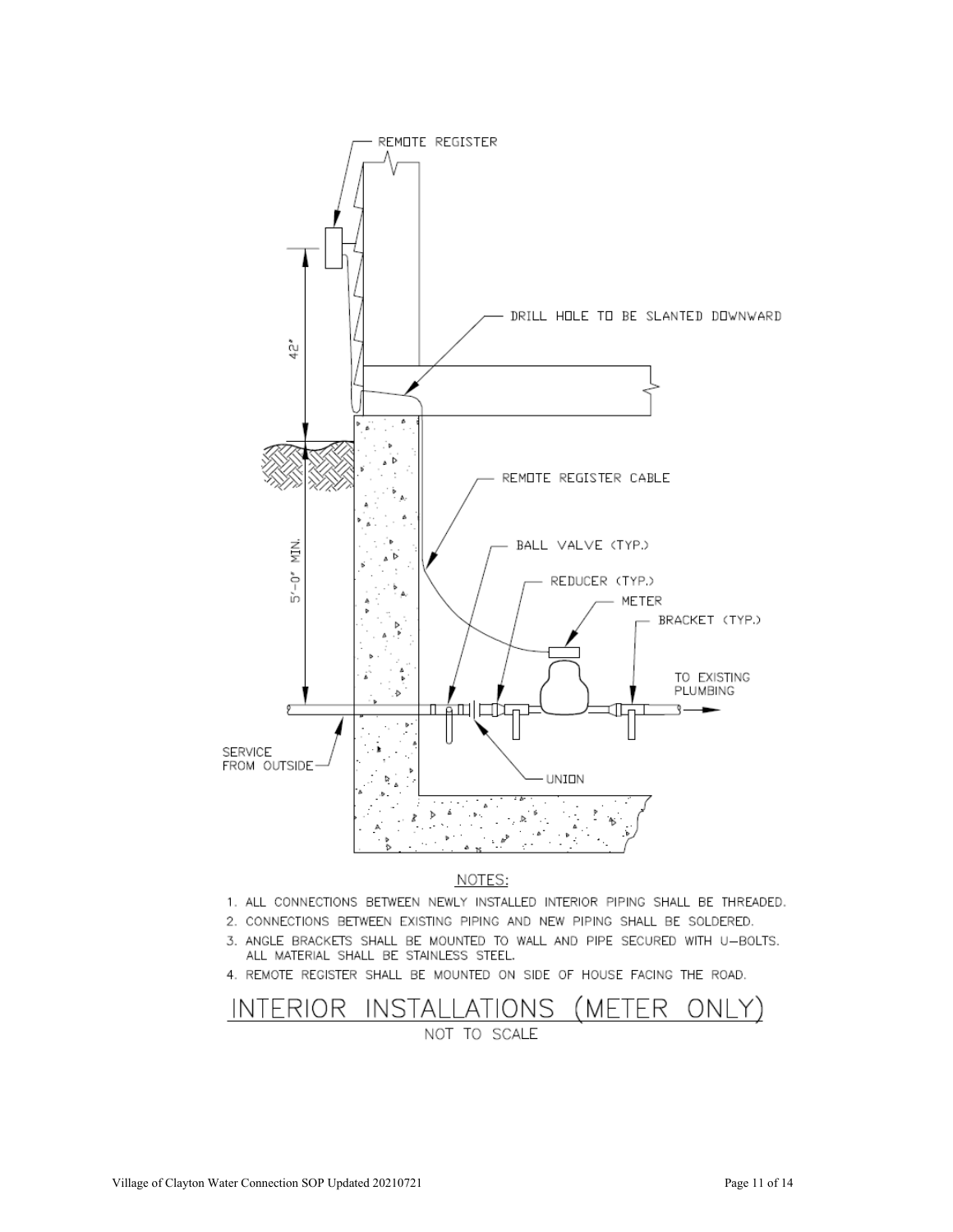REMOTE REGISTER

DRILL HOLE TO BE SLANTED DOWNWARD

42"

5'-0" MIN.

REMOTE REGISTER CABLE

BALL VALVE (TYP.)

REDUCER (TYP.)

METER

BRACKET (TYP.)

TO EXISTING PLUMBING

SERVICE FROM OUTSIDE

UNION

NOTES:

1. ALL CONNECTIONS BETWEEN NEWLY INSTALLED INTERIOR PIPING SHALL BE THREADED.
2. CONNECTIONS BETWEEN EXISTING PIPING AND NEW PIPING SHALL BE SOLDERED.
3. ANGLE BRACKETS SHALL BE MOUNTED TO WALL AND PIPE SECURED WITH U-BOLTS. ALL MATERIAL SHALL BE STAINLESS STEEL.
4. REMOTE REGISTER SHALL BE MOUNTED ON SIDE OF HOUSE FACING THE ROAD.

# INTERIOR INSTALLATIONS (METER ONLY)

NOT TO SCALE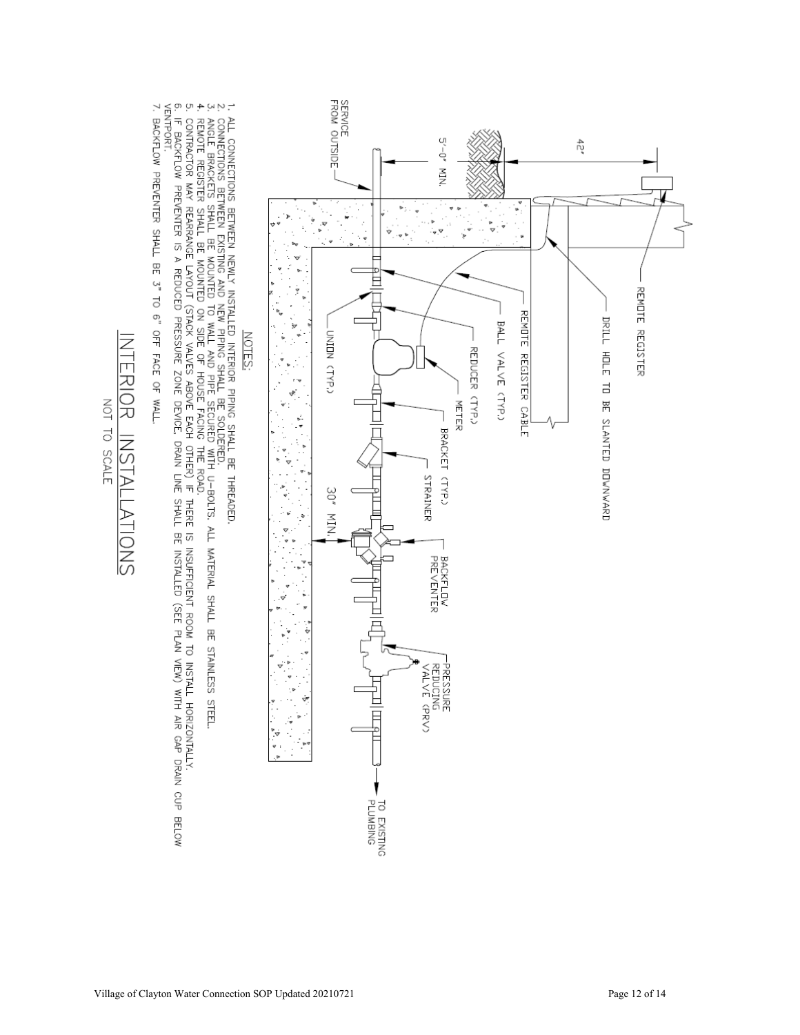REMOTE REGISTER

DRILL HOLE TO BE SLANTED DOWNWARD

42"

5'-0" MIN.

SERVICE FROM OUTSIDE

REMOTE REGISTER CABLE

BALL VALVE (TYP.)

REDUCER (TYP.)

UNION (TYP.)

METER

BRACKET (TYP.)

STRAINER

30" MIN.

BACKFLOW PREVENTER

PRESSURE REDUCING VALVE (PRV)

TO EXISTING PLUMBING

NOTES:

1. ALL CONNECTIONS BETWEEN NEWLY INSTALLED INTERIOR PIPING SHALL BE THREADED.
2. CONNECTIONS BETWEEN EXISTING AND NEW PIPING SHALL BE SOLDERED.
3. ANGLE BRACKETS SHALL BE MOUNTED TO WALL AND PIPE SECURED WITH U-BOLTS. ALL MATERIAL SHALL BE STAINLESS STEEL.
4. REMOTE REGISTER SHALL BE MOUNTED ON SIDE OF HOUSE FACING THE ROAD.
5. CONTRACTOR MAY REARRANGE LAYOUT (STACK VALVES ABOVE EACH OTHER) IF THERE IS INSUFFICIENT ROOM TO INSTALL HORIZONTALLY.
6. IF BACKFLOW PREVENTER IS A REDUCED PRESSURE ZONE DEVICE, DRAIN LINE SHALL BE INSTALLED (SEE PLAN VIEW) WITH AIR GAP DRAIN CUP BELOW VENTPORT.
7. BACKFLOW PREVENTER SHALL BE 3" TO 6" OFF FACE OF WALL.

## INTERIOR INSTALLATIONS

NOT TO SCALE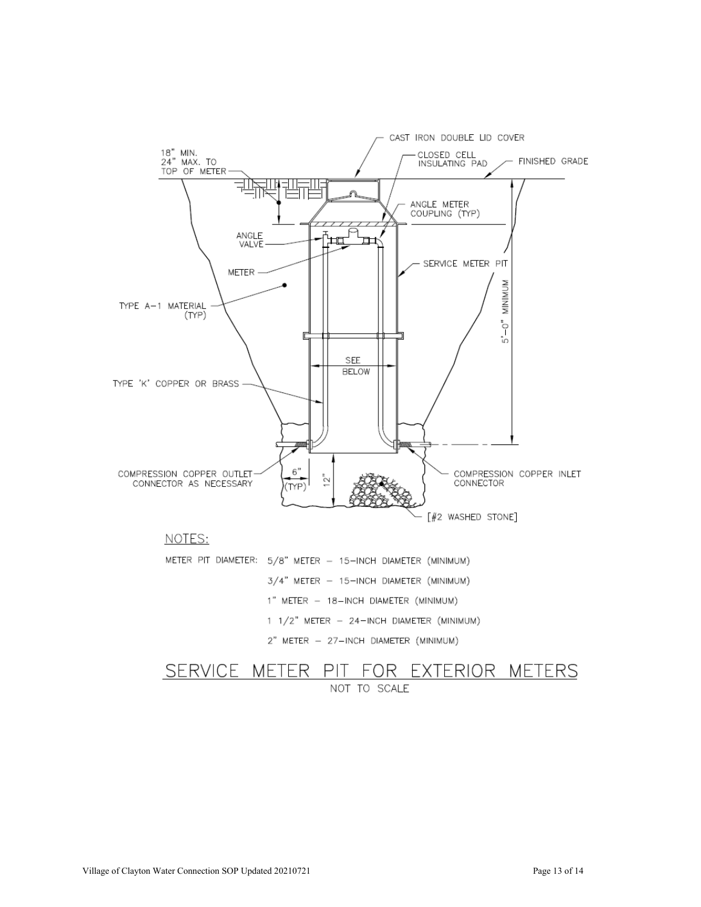CAST IRON DOUBLE LID COVER

18" MIN.
24" MAX. TO
TOP OF METER

CLOSED CELL
INSULATING PAD

FINISHED GRADE

ANGLE METER
COUPLING (TYP)

ANGLE
VALVE

METER

SERVICE METER PIT

TYPE A-1 MATERIAL
(TYP)

5'-0" MINIMUM

SEE
BELOW

TYPE 'K' COPPER OR BRASS

COMPRESSION COPPER OUTLET
CONNECTOR AS NECESSARY

6"
(TYP)

12"

COMPRESSION COPPER INLET
CONNECTOR

[#2 WASHED STONE]

NOTES:

METER PIT DIAMETER: 5/8" METER – 15-INCH DIAMETER (MINIMUM)

3/4" METER – 15-INCH DIAMETER (MINIMUM)

1" METER – 18-INCH DIAMETER (MINIMUM)

1 1/2" METER – 24-INCH DIAMETER (MINIMUM)

2" METER – 27-INCH DIAMETER (MINIMUM)

## SERVICE METER PIT FOR EXTERIOR METERS

NOT TO SCALE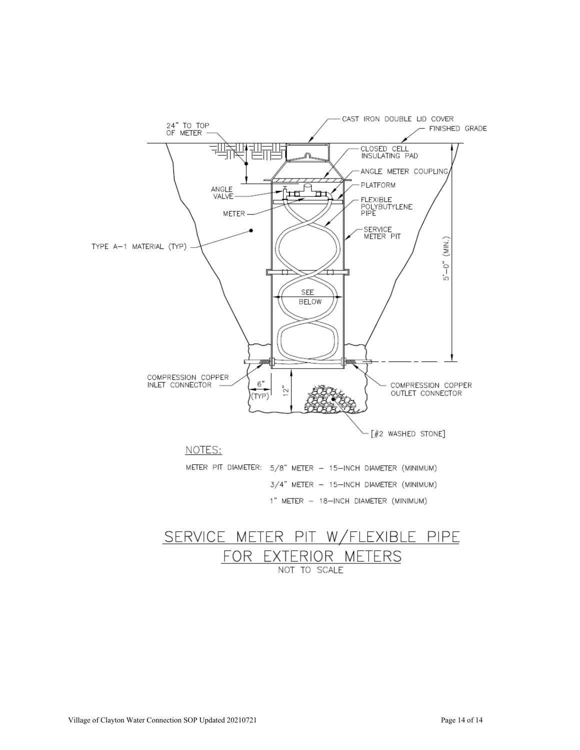CAST IRON DOUBLE LID COVER

FINISHED GRADE

24" TO TOP OF METER

CLOSED CELL INSULATING PAD

ANGLE METER COUPLING

ANGLE VALVE

PLATFORM

METER

FLEXIBLE POLYBUTYLENE PIPE

SERVICE METER PIT

TYPE A-1 MATERIAL (TYP)

5'-0" (MIN.)

SEE BELOW

COMPRESSION COPPER INLET CONNECTOR

6" (TYP)

12"

COMPRESSION COPPER OUTLET CONNECTOR

[#2 WASHED STONE]

NOTES:

METER PIT DIAMETER: 5/8" METER – 15-INCH DIAMETER (MINIMUM)

3/4" METER – 15-INCH DIAMETER (MINIMUM)

1" METER – 18-INCH DIAMETER (MINIMUM)

## SERVICE METER PIT W/FLEXIBLE PIPE FOR EXTERIOR METERS

NOT TO SCALE